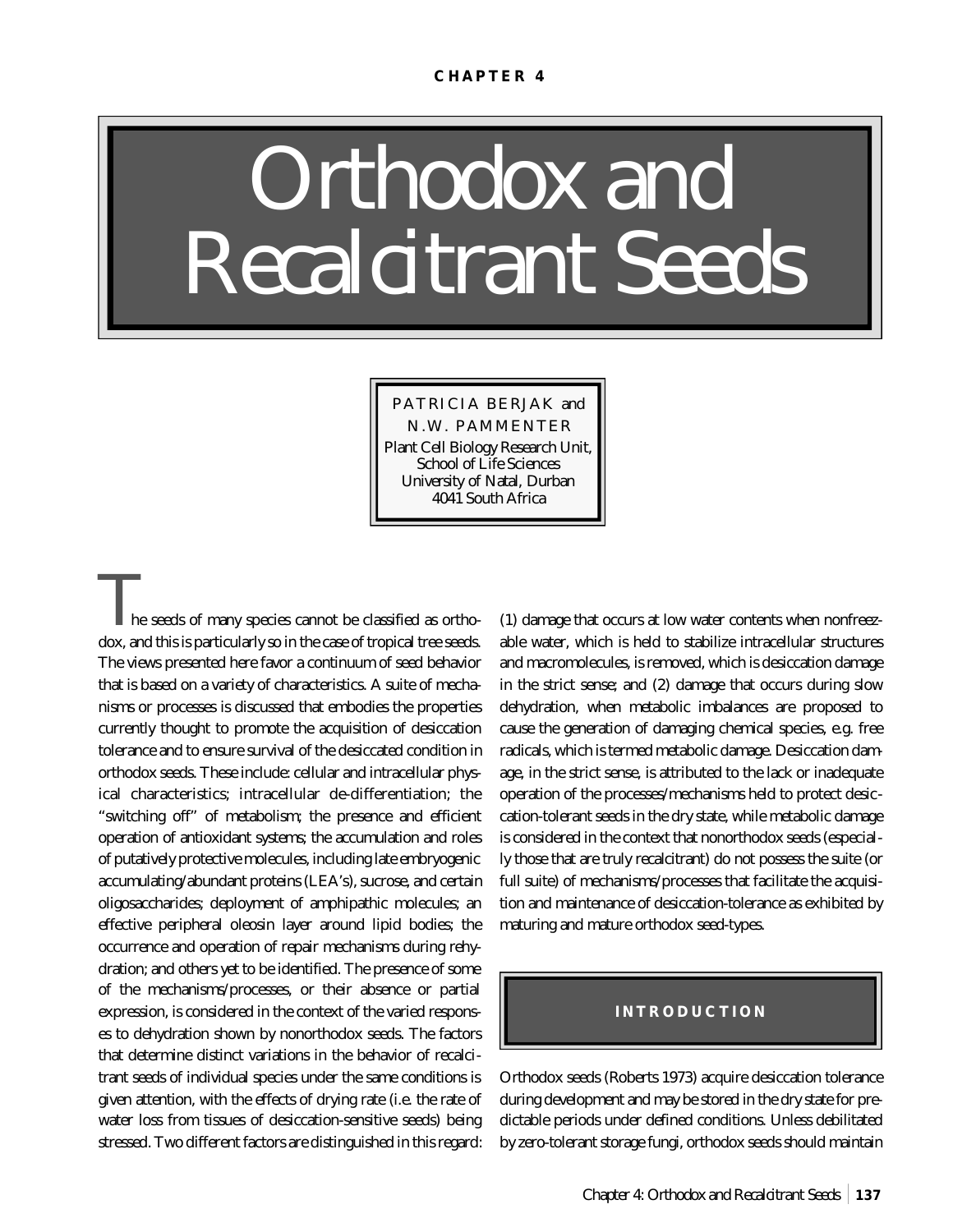CHAPTER 4

# Orthodox and Recalcitrant Seeds

PATRICIA BERJAK and N.W. PAMMENTER
Plant Cell Biology Research Unit, School of Life Sciences
University of Natal, Durban
4041 South Africa

The seeds of many species cannot be classified as orthodox, and this is particularly so in the case of tropical tree seeds. The views presented here favor a continuum of seed behavior that is based on a variety of characteristics. A suite of mechanisms or processes is discussed that embodies the properties currently thought to promote the acquisition of desiccation tolerance and to ensure survival of the desiccated condition in orthodox seeds. These include: cellular and intracellular physical characteristics; intracellular de-differentiation; the "switching off" of metabolism; the presence and efficient operation of antioxidant systems; the accumulation and roles of putatively protective molecules, including late embryogenic accumulating/abundant proteins (LEA's), sucrose, and certain oligosaccharides; deployment of amphipathic molecules; an effective peripheral oleosin layer around lipid bodies; the occurrence and operation of repair mechanisms during rehydration; and others yet to be identified. The presence of some of the mechanisms/processes, or their absence or partial expression, is considered in the context of the varied responses to dehydration shown by nonorthodox seeds. The factors that determine distinct variations in the behavior of recalcitrant seeds of individual species under the same conditions is given attention, with the effects of drying rate (i.e. the rate of water loss from tissues of desiccation-sensitive seeds) being stressed. Two different factors are distinguished in this regard: (1) damage that occurs at low water contents when nonfreezable water, which is held to stabilize intracellular structures and macromolecules, is removed, which is desiccation damage in the strict sense; and (2) damage that occurs during slow dehydration, when metabolic imbalances are proposed to cause the generation of damaging chemical species, e.g. free radicals, which is termed metabolic damage. Desiccation damage, in the strict sense, is attributed to the lack or inadequate operation of the processes/mechanisms held to protect desiccation-tolerant seeds in the dry state, while metabolic damage is considered in the context that nonorthodox seeds (especially those that are truly recalcitrant) do not possess the suite (or full suite) of mechanisms/processes that facilitate the acquisition and maintenance of desiccation-tolerance as exhibited by maturing and mature orthodox seed-types.

## INTRODUCTION

Orthodox seeds (Roberts 1973) acquire desiccation tolerance during development and may be stored in the dry state for predictable periods under defined conditions. Unless debilitated by zero-tolerant storage fungi, orthodox seeds should maintain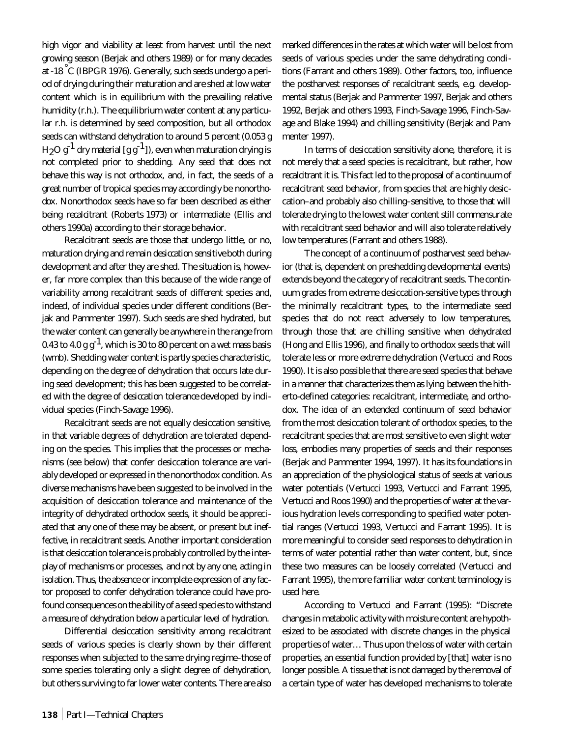high vigor and viability at least from harvest until the next growing season (Berjak and others 1989) or for many decades at -18 °C (IBPGR 1976). Generally, such seeds undergo a period of drying during their maturation and are shed at low water content which is in equilibrium with the prevailing relative humidity (r.h.). The equilibrium water content at any particular r.h. is determined by seed composition, but all orthodox seeds can withstand dehydration to around 5 percent (0.053 g $H_2O$ $g^{-1}$ dry material [g $g^{-1}$]), even when maturation drying is not completed prior to shedding. Any seed that does not behave this way is not orthodox, and, in fact, the seeds of a great number of tropical species may accordingly be nonorthodox. Nonorthodox seeds have so far been described as either being recalcitrant (Roberts 1973) or intermediate (Ellis and others 1990a) according to their storage behavior.

Recalcitrant seeds are those that undergo little, or no, maturation drying and remain desiccation sensitive both during development and after they are shed. The situation is, however, far more complex than this because of the wide range of variability among recalcitrant seeds of different species and, indeed, of individual species under different conditions (Berjak and Pammenter 1997). Such seeds are shed hydrated, but the water content can generally be anywhere in the range from 0.43 to 4.0 g $g^{-1}$, which is 30 to 80 percent on a wet mass basis (wmb). Shedding water content is partly species characteristic, depending on the degree of dehydration that occurs late during seed development; this has been suggested to be correlated with the degree of desiccation tolerance developed by individual species (Finch-Savage 1996).

Recalcitrant seeds are not equally desiccation sensitive, in that variable degrees of dehydration are tolerated depending on the species. This implies that the processes or mechanisms (see below) that confer desiccation tolerance are variably developed or expressed in the nonorthodox condition. As diverse mechanisms have been suggested to be involved in the acquisition of desiccation tolerance and maintenance of the integrity of dehydrated orthodox seeds, it should be appreciated that any one of these may be absent, or present but ineffective, in recalcitrant seeds. Another important consideration is that desiccation tolerance is probably controlled by the interplay of mechanisms or processes, and not by any one, acting in isolation. Thus, the absence or incomplete expression of any factor proposed to confer dehydration tolerance could have profound consequences on the ability of a seed species to withstand a measure of dehydration below a particular level of hydration.

Differential desiccation sensitivity among recalcitrant seeds of various species is clearly shown by their different responses when subjected to the same drying regime–those of some species tolerating only a slight degree of dehydration, but others surviving to far lower water contents. There are also marked differences in the rates at which water will be lost from seeds of various species under the same dehydrating conditions (Farrant and others 1989). Other factors, too, influence the postharvest responses of recalcitrant seeds, e.g. developmental status (Berjak and Pammenter 1997, Berjak and others 1992, Berjak and others 1993, Finch-Savage 1996, Finch-Savage and Blake 1994) and chilling sensitivity (Berjak and Pammenter 1997).

In terms of desiccation sensitivity alone, therefore, it is not merely that a seed species is recalcitrant, but rather, how recalcitrant it is. This fact led to the proposal of a continuum of recalcitrant seed behavior, from species that are highly desiccation–and probably also chilling–sensitive, to those that will tolerate drying to the lowest water content still commensurate with recalcitrant seed behavior and will also tolerate relatively low temperatures (Farrant and others 1988).

The concept of a continuum of postharvest seed behavior (that is, dependent on preshedding developmental events) extends beyond the category of recalcitrant seeds. The continuum grades from extreme desiccation-sensitive types through the minimally recalcitrant types, to the intermediate seed species that do not react adversely to low temperatures, through those that are chilling sensitive when dehydrated (Hong and Ellis 1996), and finally to orthodox seeds that will tolerate less or more extreme dehydration (Vertucci and Roos 1990). It is also possible that there are seed species that behave in a manner that characterizes them as lying between the hitherto-defined categories: recalcitrant, intermediate, and orthodox. The idea of an extended continuum of seed behavior from the most desiccation tolerant of orthodox species, to the recalcitrant species that are most sensitive to even slight water loss, embodies many properties of seeds and their responses (Berjak and Pammenter 1994, 1997). It has its foundations in an appreciation of the physiological status of seeds at various water potentials (Vertucci 1993, Vertucci and Farrant 1995, Vertucci and Roos 1990) and the properties of water at the various hydration levels corresponding to specified water potential ranges (Vertucci 1993, Vertucci and Farrant 1995). It is more meaningful to consider seed responses to dehydration in terms of water potential rather than water content, but, since these two measures can be loosely correlated (Vertucci and Farrant 1995), the more familiar water content terminology is used here.

According to Vertucci and Farrant (1995): "Discrete changes in metabolic activity with moisture content are hypothesized to be associated with discrete changes in the physical properties of water… Thus upon the loss of water with certain properties, an essential function provided by [that] water is no longer possible. A tissue that is not damaged by the removal of a certain type of water has developed mechanisms to tolerate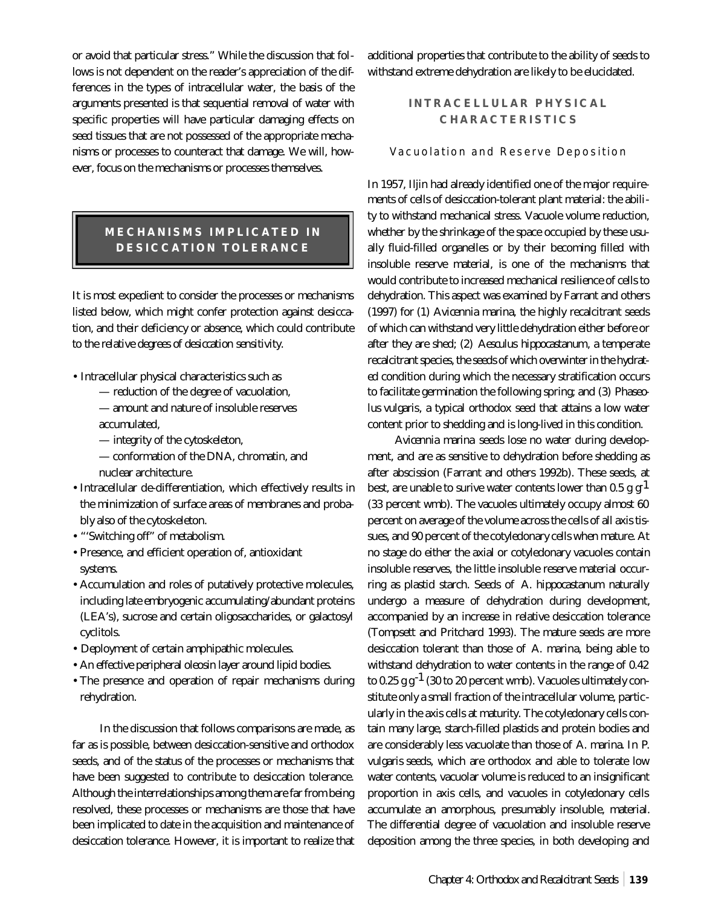or avoid that particular stress." While the discussion that follows is not dependent on the reader's appreciation of the differences in the types of intracellular water, the basis of the arguments presented is that sequential removal of water with specific properties will have particular damaging effects on seed tissues that are not possessed of the appropriate mechanisms or processes to counteract that damage. We will, however, focus on the mechanisms or processes themselves.

## MECHANISMS IMPLICATED IN DESICCATION TOLERANCE

It is most expedient to consider the processes or mechanisms listed below, which might confer protection against desiccation, and their deficiency or absence, which could contribute to the relative degrees of desiccation sensitivity.

- Intracellular physical characteristics such as
  - — reduction of the degree of vacuolation,
  - — amount and nature of insoluble reserves accumulated,
  - — integrity of the cytoskeleton,
  - — conformation of the DNA, chromatin, and nuclear architecture.
- Intracellular de-differentiation, which effectively results in the minimization of surface areas of membranes and probably also of the cytoskeleton.
- "'Switching off" of metabolism.
- Presence, and efficient operation of, antioxidant systems.
- Accumulation and roles of putatively protective molecules, including late embryogenic accumulating/abundant proteins (LEA's), sucrose and certain oligosaccharides, or galactosyl cyclitols.
- Deployment of certain amphipathic molecules.
- An effective peripheral oleosin layer around lipid bodies.
- The presence and operation of repair mechanisms during rehydration.

In the discussion that follows comparisons are made, as far as is possible, between desiccation-sensitive and orthodox seeds, and of the status of the processes or mechanisms that have been suggested to contribute to desiccation tolerance. Although the interrelationships among them are far from being resolved, these processes or mechanisms are those that have been implicated to date in the acquisition and maintenance of desiccation tolerance. However, it is important to realize that additional properties that contribute to the ability of seeds to withstand extreme dehydration are likely to be elucidated.

### INTRACELLULAR PHYSICAL CHARACTERISTICS

#### Vacuolation and Reserve Deposition

In 1957, Iljin had already identified one of the major requirements of cells of desiccation-tolerant plant material: the ability to withstand mechanical stress. Vacuole volume reduction, whether by the shrinkage of the space occupied by these usually fluid-filled organelles or by their becoming filled with insoluble reserve material, is one of the mechanisms that would contribute to increased mechanical resilience of cells to dehydration. This aspect was examined by Farrant and others (1997) for (1) *Avicennia marina*, the highly recalcitrant seeds of which can withstand very little dehydration either before or after they are shed; (2) *Aesculus hippocastanum*, a temperate recalcitrant species, the seeds of which overwinter in the hydrated condition during which the necessary stratification occurs to facilitate germination the following spring; and (3) *Phaseolus vulgaris*, a typical orthodox seed that attains a low water content prior to shedding and is long-lived in this condition.

*Avicennia marina* seeds lose no water during development, and are as sensitive to dehydration before shedding as after abscission (Farrant and others 1992b). These seeds, at best, are unable to surive water contents lower than 0.5 g $g^{-1}$ (33 percent wmb). The vacuoles ultimately occupy almost 60 percent on average of the volume across the cells of all axis tissues, and 90 percent of the cotyledonary cells when mature. At no stage do either the axial or cotyledonary vacuoles contain insoluble reserves, the little insoluble reserve material occurring as plastid starch. Seeds of *A. hippocastanum* naturally undergo a measure of dehydration during development, accompanied by an increase in relative desiccation tolerance (Tompsett and Pritchard 1993). The mature seeds are more desiccation tolerant than those of *A. marina*, being able to withstand dehydration to water contents in the range of 0.42 to 0.25 g $g^{-1}$ (30 to 20 percent wmb). Vacuoles ultimately constitute only a small fraction of the intracellular volume, particularly in the axis cells at maturity. The cotyledonary cells contain many large, starch-filled plastids and protein bodies and are considerably less vacuolate than those of *A. marina*. In *P. vulgaris* seeds, which are orthodox and able to tolerate low water contents, vacuolar volume is reduced to an insignificant proportion in axis cells, and vacuoles in cotyledonary cells accumulate an amorphous, presumably insoluble, material. The differential degree of vacuolation and insoluble reserve deposition among the three species, in both developing and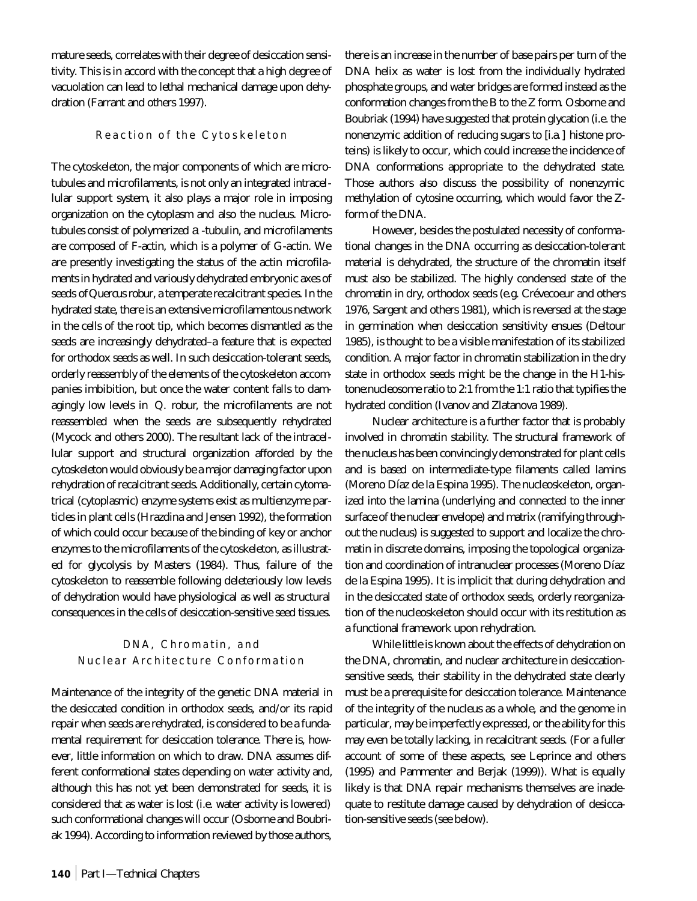mature seeds, correlates with their degree of desiccation sensitivity. This is in accord with the concept that a high degree of vacuolation can lead to lethal mechanical damage upon dehydration (Farrant and others 1997).

### Reaction of the Cytoskeleton

The cytoskeleton, the major components of which are microtubules and microfilaments, is not only an integrated intracellular support system, it also plays a major role in imposing organization on the cytoplasm and also the nucleus. Microtubules consist of polymerized a -tubulin, and microfilaments are composed of F-actin, which is a polymer of G-actin. We are presently investigating the status of the actin microfilaments in hydrated and variously dehydrated embryonic axes of seeds of *Quercus robur*, a temperate recalcitrant species. In the hydrated state, there is an extensive microfilamentous network in the cells of the root tip, which becomes dismantled as the seeds are increasingly dehydrated–a feature that is expected for orthodox seeds as well. In such desiccation-tolerant seeds, orderly reassembly of the elements of the cytoskeleton accompanies imbibition, but once the water content falls to damagingly low levels in *Q. robur*, the microfilaments are not reassembled when the seeds are subsequently rehydrated (Mycock and others 2000). The resultant lack of the intracellular support and structural organization afforded by the cytoskeleton would obviously be a major damaging factor upon rehydration of recalcitrant seeds. Additionally, certain cytomatrical (cytoplasmic) enzyme systems exist as multienzyme particles in plant cells (Hrazdina and Jensen 1992), the formation of which could occur because of the binding of key or anchor enzymes to the microfilaments of the cytoskeleton, as illustrated for glycolysis by Masters (1984). Thus, failure of the cytoskeleton to reassemble following deleteriously low levels of dehydration would have physiological as well as structural consequences in the cells of desiccation-sensitive seed tissues.

### DNA, Chromatin, and Nuclear Architecture Conformation

Maintenance of the integrity of the genetic DNA material in the desiccated condition in orthodox seeds, and/or its rapid repair when seeds are rehydrated, is considered to be a fundamental requirement for desiccation tolerance. There is, however, little information on which to draw. DNA assumes different conformational states depending on water activity and, although this has not yet been demonstrated for seeds, it is considered that as water is lost (i.e. water activity is lowered) such conformational changes will occur (Osborne and Boubriak 1994). According to information reviewed by those authors, there is an increase in the number of base pairs per turn of the DNA helix as water is lost from the individually hydrated phosphate groups, and water bridges are formed instead as the conformation changes from the B to the Z form. Osborne and Boubriak (1994) have suggested that protein glycation (i.e. the nonenzymic addition of reducing sugars to [i.a.] histone proteins) is likely to occur, which could increase the incidence of DNA conformations appropriate to the dehydrated state. Those authors also discuss the possibility of nonenzymic methylation of cytosine occurring, which would favor the Z-form of the DNA.

However, besides the postulated necessity of conformational changes in the DNA occurring as desiccation-tolerant material is dehydrated, the structure of the chromatin itself must also be stabilized. The highly condensed state of the chromatin in dry, orthodox seeds (e.g. Crévecoeur and others 1976, Sargent and others 1981), which is reversed at the stage in germination when desiccation sensitivity ensues (Deltour 1985), is thought to be a visible manifestation of its stabilized condition. A major factor in chromatin stabilization in the dry state in orthodox seeds might be the change in the H1-histone:nucleosome ratio to 2:1 from the 1:1 ratio that typifies the hydrated condition (Ivanov and Zlatanova 1989).

Nuclear architecture is a further factor that is probably involved in chromatin stability. The structural framework of the nucleus has been convincingly demonstrated for plant cells and is based on intermediate-type filaments called lamins (Moreno Díaz de la Espina 1995). The nucleoskeleton, organized into the lamina (underlying and connected to the inner surface of the nuclear envelope) and matrix (ramifying throughout the nucleus) is suggested to support and localize the chromatin in discrete domains, imposing the topological organization and coordination of intranuclear processes (Moreno Díaz de la Espina 1995). It is implicit that during dehydration and in the desiccated state of orthodox seeds, orderly reorganization of the nucleoskeleton should occur with its restitution as a functional framework upon rehydration.

While little is known about the effects of dehydration on the DNA, chromatin, and nuclear architecture in desiccation-sensitive seeds, their stability in the dehydrated state clearly must be a prerequisite for desiccation tolerance. Maintenance of the integrity of the nucleus as a whole, and the genome in particular, may be imperfectly expressed, or the ability for this may even be totally lacking, in recalcitrant seeds. (For a fuller account of some of these aspects, see Leprince and others (1995) and Pammenter and Berjak (1999)). What is equally likely is that DNA repair mechanisms themselves are inadequate to restitute damage caused by dehydration of desiccation-sensitive seeds (see below).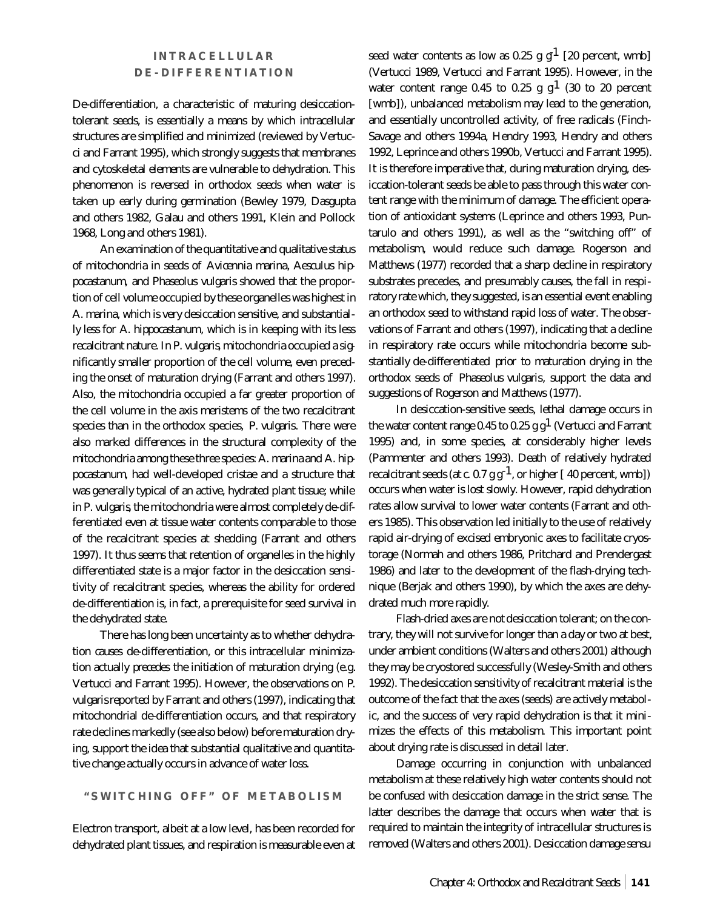## INTRACELLULAR DE-DIFFERENTIATION

De-differentiation, a characteristic of maturing desiccation-tolerant seeds, is essentially a means by which intracellular structures are simplified and minimized (reviewed by Vertucci and Farrant 1995), which strongly suggests that membranes and cytoskeletal elements are vulnerable to dehydration. This phenomenon is reversed in orthodox seeds when water is taken up early during germination (Bewley 1979, Dasgupta and others 1982, Galau and others 1991, Klein and Pollock 1968, Long and others 1981).

An examination of the quantitative and qualitative status of mitochondria in seeds of *Avicennia marina*, *Aesculus hippocastanum*, and *Phaseolus vulgaris* showed that the proportion of cell volume occupied by these organelles was highest in *A. marina*, which is very desiccation sensitive, and substantially less for *A. hippocastanum*, which is in keeping with its less recalcitrant nature. In *P. vulgaris*, mitochondria occupied a significantly smaller proportion of the cell volume, even preceding the onset of maturation drying (Farrant and others 1997). Also, the mitochondria occupied a far greater proportion of the cell volume in the axis meristems of the two recalcitrant species than in the orthodox species, *P. vulgaris*. There were also marked differences in the structural complexity of the mitochondria among these three species: *A. marina* and *A. hippocastanum*, had well-developed cristae and a structure that was generally typical of an active, hydrated plant tissue; while in *P. vulgaris*, the mitochondria were almost completely de-differentiated even at tissue water contents comparable to those of the recalcitrant species at shedding (Farrant and others 1997). It thus seems that retention of organelles in the highly differentiated state is a major factor in the desiccation sensitivity of recalcitrant species, whereas the ability for ordered de-differentiation is, in fact, a prerequisite for seed survival in the dehydrated state.

There has long been uncertainty as to whether dehydration causes de-differentiation, or this intracellular minimization actually precedes the initiation of maturation drying (e.g. Vertucci and Farrant 1995). However, the observations on *P. vulgaris* reported by Farrant and others (1997), indicating that mitochondrial de-differentiation occurs, and that respiratory rate declines markedly (see also below) before maturation drying, support the idea that substantial qualitative and quantitative change actually occurs in advance of water loss.

## "SWITCHING OFF" OF METABOLISM

Electron transport, albeit at a low level, has been recorded for dehydrated plant tissues, and respiration is measurable even at seed water contents as low as 0.25 g $g^{-1}$ [20 percent, wmb] (Vertucci 1989, Vertucci and Farrant 1995). However, in the water content range 0.45 to 0.25 g $g^{-1}$ (30 to 20 percent [wmb]), unbalanced metabolism may lead to the generation, and essentially uncontrolled activity, of free radicals (Finch-Savage and others 1994a, Hendry 1993, Hendry and others 1992, Leprince and others 1990b, Vertucci and Farrant 1995). It is therefore imperative that, during maturation drying, desiccation-tolerant seeds be able to pass through this water content range with the minimum of damage. The efficient operation of antioxidant systems (Leprince and others 1993, Puntarulo and others 1991), as well as the "switching off" of metabolism, would reduce such damage. Rogerson and Matthews (1977) recorded that a sharp decline in respiratory substrates precedes, and presumably causes, the fall in respiratory rate which, they suggested, is an essential event enabling an orthodox seed to withstand rapid loss of water. The observations of Farrant and others (1997), indicating that a decline in respiratory rate occurs while mitochondria become substantially de-differentiated prior to maturation drying in the orthodox seeds of *Phaseolus vulgaris*, support the data and suggestions of Rogerson and Matthews (1977).

In desiccation-sensitive seeds, lethal damage occurs in the water content range 0.45 to 0.25 g $g^{-1}$ (Vertucci and Farrant 1995) and, in some species, at considerably higher levels (Pammenter and others 1993). Death of relatively hydrated recalcitrant seeds (at c. 0.7 g $g^{-1}$, or higher [ 40 percent, wmb]) occurs when water is lost slowly. However, rapid dehydration rates allow survival to lower water contents (Farrant and others 1985). This observation led initially to the use of relatively rapid air-drying of excised embryonic axes to facilitate cryostorage (Normah and others 1986, Pritchard and Prendergast 1986) and later to the development of the flash-drying technique (Berjak and others 1990), by which the axes are dehydrated much more rapidly.

Flash-dried axes are not desiccation tolerant; on the contrary, they will not survive for longer than a day or two at best, under ambient conditions (Walters and others 2001) although they may be cryostored successfully (Wesley-Smith and others 1992). The desiccation sensitivity of recalcitrant material is the outcome of the fact that the axes (seeds) are actively metabolic, and the success of very rapid dehydration is that it minimizes the effects of this metabolism. This important point about drying rate is discussed in detail later.

Damage occurring in conjunction with unbalanced metabolism at these relatively high water contents should not be confused with desiccation damage in the strict sense. The latter describes the damage that occurs when water that is required to maintain the integrity of intracellular structures is removed (Walters and others 2001). Desiccation damage sensu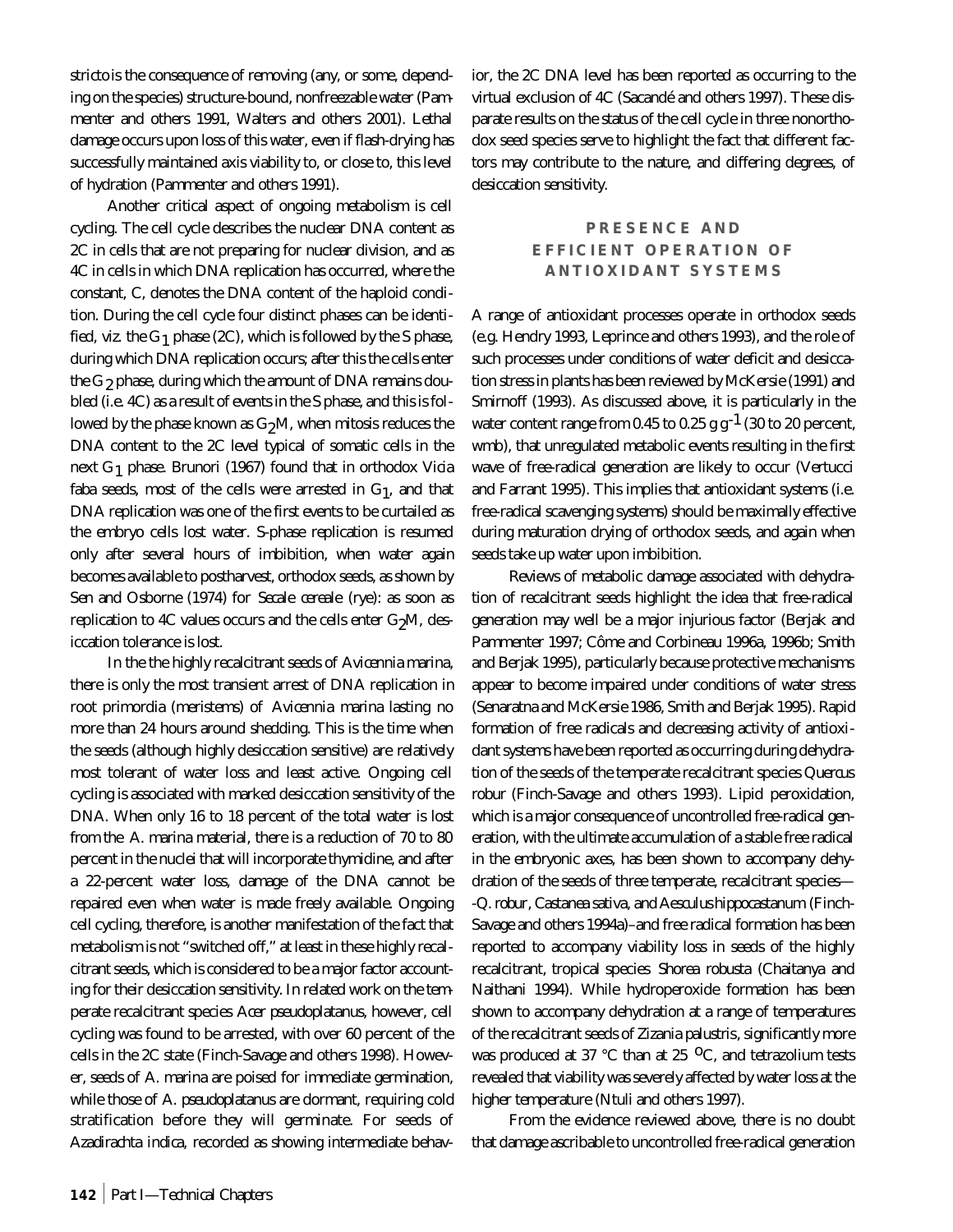*stricto* is the consequence of removing (any, or some, depending on the species) structure-bound, nonfreezable water (Pammenter and others 1991, Walters and others 2001). Lethal damage occurs upon loss of this water, even if flash-drying has successfully maintained axis viability to, or close to, this level of hydration (Pammenter and others 1991).

Another critical aspect of ongoing metabolism is cell cycling. The cell cycle describes the nuclear DNA content as 2C in cells that are not preparing for nuclear division, and as 4C in cells in which DNA replication has occurred, where the constant, C, denotes the DNA content of the haploid condition. During the cell cycle four distinct phases can be identified, viz. the $G_1$ phase (2C), which is followed by the S phase, during which DNA replication occurs; after this the cells enter the $G_2$ phase, during which the amount of DNA remains doubled (i.e. 4C) as a result of events in the S phase, and this is followed by the phase known as $G_2M$, when mitosis reduces the DNA content to the 2C level typical of somatic cells in the next $G_1$ phase. Brunori (1967) found that in orthodox *Vicia faba* seeds, most of the cells were arrested in $G_1$, and that DNA replication was one of the first events to be curtailed as the embryo cells lost water. S-phase replication is resumed only after several hours of imbibition, when water again becomes available to postharvest, orthodox seeds, as shown by Sen and Osborne (1974) for *Secale cereale* (rye): as soon as replication to 4C values occurs and the cells enter $G_2M$, desiccation tolerance is lost.

In the the highly recalcitrant seeds of *Avicennia marina*, there is only the most transient arrest of DNA replication in root primordia (meristems) of *Avicennia marina* lasting no more than 24 hours around shedding. This is the time when the seeds (although highly desiccation sensitive) are relatively most tolerant of water loss and least active. Ongoing cell cycling is associated with marked desiccation sensitivity of the DNA. When only 16 to 18 percent of the total water is lost from the *A. marina* material, there is a reduction of 70 to 80 percent in the nuclei that will incorporate thymidine, and after a 22-percent water loss, damage of the DNA cannot be repaired even when water is made freely available. Ongoing cell cycling, therefore, is another manifestation of the fact that metabolism is not "switched off," at least in these highly recalcitrant seeds, which is considered to be a major factor accounting for their desiccation sensitivity. In related work on the temperate recalcitrant species *Acer pseudoplatanus*, however, cell cycling was found to be arrested, with over 60 percent of the cells in the 2C state (Finch-Savage and others 1998). However, seeds of *A. marina* are poised for immediate germination, while those of *A. pseudoplatanus* are dormant, requiring cold stratification before they will germinate. For seeds of *Azadirachta indica*, recorded as showing intermediate behavior, the 2C DNA level has been reported as occurring to the virtual exclusion of 4C (Sacandé and others 1997). These disparate results on the status of the cell cycle in three nonorthodox seed species serve to highlight the fact that different factors may contribute to the nature, and differing degrees, of desiccation sensitivity.

## PRESENCE AND EFFICIENT OPERATION OF ANTIOXIDANT SYSTEMS

A range of antioxidant processes operate in orthodox seeds (e.g. Hendry 1993, Leprince and others 1993), and the role of such processes under conditions of water deficit and desiccation stress in plants has been reviewed by McKersie (1991) and Smirnoff (1993). As discussed above, it is particularly in the water content range from 0.45 to 0.25 g $g^{-1}$ (30 to 20 percent, wmb), that unregulated metabolic events resulting in the first wave of free-radical generation are likely to occur (Vertucci and Farrant 1995). This implies that antioxidant systems (i.e. free-radical scavenging systems) should be maximally effective during maturation drying of orthodox seeds, and again when seeds take up water upon imbibition.

Reviews of metabolic damage associated with dehydration of recalcitrant seeds highlight the idea that free-radical generation may well be a major injurious factor (Berjak and Pammenter 1997; Côme and Corbineau 1996a, 1996b; Smith and Berjak 1995), particularly because protective mechanisms appear to become impaired under conditions of water stress (Senaratna and McKersie 1986, Smith and Berjak 1995). Rapid formation of free radicals and decreasing activity of antioxidant systems have been reported as occurring during dehydration of the seeds of the temperate recalcitrant species *Quercus robur* (Finch-Savage and others 1993). Lipid peroxidation, which is a major consequence of uncontrolled free-radical generation, with the ultimate accumulation of a stable free radical in the embryonic axes, has been shown to accompany dehydration of the seeds of three temperate, recalcitrant species—-*Q. robur*, *Castanea sativa*, and *Aesculus hippocastanum* (Finch-Savage and others 1994a)–and free radical formation has been reported to accompany viability loss in seeds of the highly recalcitrant, tropical species *Shorea robusta* (Chaitanya and Naithani 1994). While hydroperoxide formation has been shown to accompany dehydration at a range of temperatures of the recalcitrant seeds of *Zizania palustris*, significantly more was produced at 37 °C than at 25 °C, and tetrazolium tests revealed that viability was severely affected by water loss at the higher temperature (Ntuli and others 1997).

From the evidence reviewed above, there is no doubt that damage ascribable to uncontrolled free-radical generation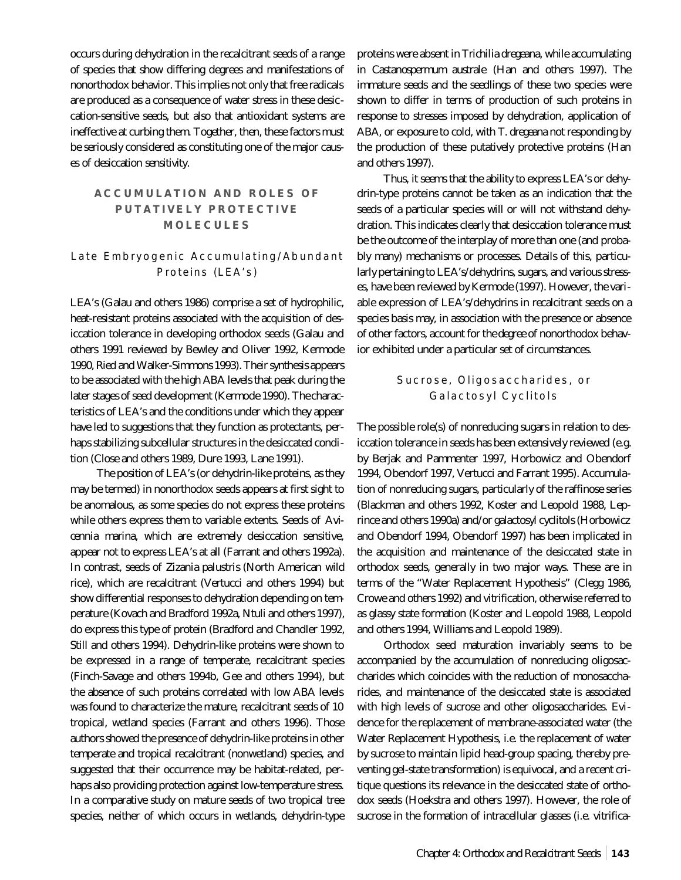occurs during dehydration in the recalcitrant seeds of a range of species that show differing degrees and manifestations of nonorthodox behavior. This implies not only that free radicals are produced as a consequence of water stress in these desiccation-sensitive seeds, but also that antioxidant systems are ineffective at curbing them. Together, then, these factors must be seriously considered as constituting one of the major causes of desiccation sensitivity.

## ACCUMULATION AND ROLES OF PUTATIVELY PROTECTIVE MOLECULES

### Late Embryogenic Accumulating/Abundant Proteins (LEA's)

LEA's (Galau and others 1986) comprise a set of hydrophilic, heat-resistant proteins associated with the acquisition of desiccation tolerance in developing orthodox seeds (Galau and others 1991 reviewed by Bewley and Oliver 1992, Kermode 1990, Ried and Walker-Simmons 1993). Their synthesis appears to be associated with the high ABA levels that peak during the later stages of seed development (Kermode 1990). The characteristics of LEA's and the conditions under which they appear have led to suggestions that they function as protectants, perhaps stabilizing subcellular structures in the desiccated condition (Close and others 1989, Dure 1993, Lane 1991).

The position of LEA's (or dehydrin-like proteins, as they may be termed) in nonorthodox seeds appears at first sight to be anomalous, as some species do not express these proteins while others express them to variable extents. Seeds of *Avicennia marina*, which are extremely desiccation sensitive, appear not to express LEA's at all (Farrant and others 1992a). In contrast, seeds of *Zizania palustris* (North American wild rice), which are recalcitrant (Vertucci and others 1994) but show differential responses to dehydration depending on temperature (Kovach and Bradford 1992a, Ntuli and others 1997), do express this type of protein (Bradford and Chandler 1992, Still and others 1994). Dehydrin-like proteins were shown to be expressed in a range of temperate, recalcitrant species (Finch-Savage and others 1994b, Gee and others 1994), but the absence of such proteins correlated with low ABA levels was found to characterize the mature, recalcitrant seeds of 10 tropical, wetland species (Farrant and others 1996). Those authors showed the presence of dehydrin-like proteins in other temperate and tropical recalcitrant (nonwetland) species, and suggested that their occurrence may be habitat-related, perhaps also providing protection against low-temperature stress. In a comparative study on mature seeds of two tropical tree species, neither of which occurs in wetlands, dehydrin-type proteins were absent in *Trichilia dregeana*, while accumulating in *Castanospermum australe* (Han and others 1997). The immature seeds and the seedlings of these two species were shown to differ in terms of production of such proteins in response to stresses imposed by dehydration, application of ABA, or exposure to cold, with *T. dregeana* not responding by the production of these putatively protective proteins (Han and others 1997).

Thus, it seems that the ability to express LEA's or dehydrin-type proteins cannot be taken as an indication that the seeds of a particular species will or will not withstand dehydration. This indicates clearly that desiccation tolerance must be the outcome of the interplay of more than one (and probably many) mechanisms or processes. Details of this, particularly pertaining to LEA's/dehydrins, sugars, and various stresses, have been reviewed by Kermode (1997). However, the variable expression of LEA's/dehydrins in recalcitrant seeds on a species basis may, in association with the presence or absence of other factors, account for the degree of nonorthodox behavior exhibited under a particular set of circumstances.

### Sucrose, Oligosaccharides, or Galactosyl Cyclitols

The possible role(s) of nonreducing sugars in relation to desiccation tolerance in seeds has been extensively reviewed (e.g. by Berjak and Pammenter 1997, Horbowicz and Obendorf 1994, Obendorf 1997, Vertucci and Farrant 1995). Accumulation of nonreducing sugars, particularly of the raffinose series (Blackman and others 1992, Koster and Leopold 1988, Leprince and others 1990a) and/or galactosyl cyclitols (Horbowicz and Obendorf 1994, Obendorf 1997) has been implicated in the acquisition and maintenance of the desiccated state in orthodox seeds, generally in two major ways. These are in terms of the "Water Replacement Hypothesis" (Clegg 1986, Crowe and others 1992) and vitrification, otherwise referred to as glassy state formation (Koster and Leopold 1988, Leopold and others 1994, Williams and Leopold 1989).

Orthodox seed maturation invariably seems to be accompanied by the accumulation of nonreducing oligosaccharides which coincides with the reduction of monosaccharides, and maintenance of the desiccated state is associated with high levels of sucrose and other oligosaccharides. Evidence for the replacement of membrane-associated water (the Water Replacement Hypothesis, i.e. the replacement of water by sucrose to maintain lipid head-group spacing, thereby preventing gel-state transformation) is equivocal, and a recent critique questions its relevance in the desiccated state of orthodox seeds (Hoekstra and others 1997). However, the role of sucrose in the formation of intracellular glasses (i.e. vitrifica-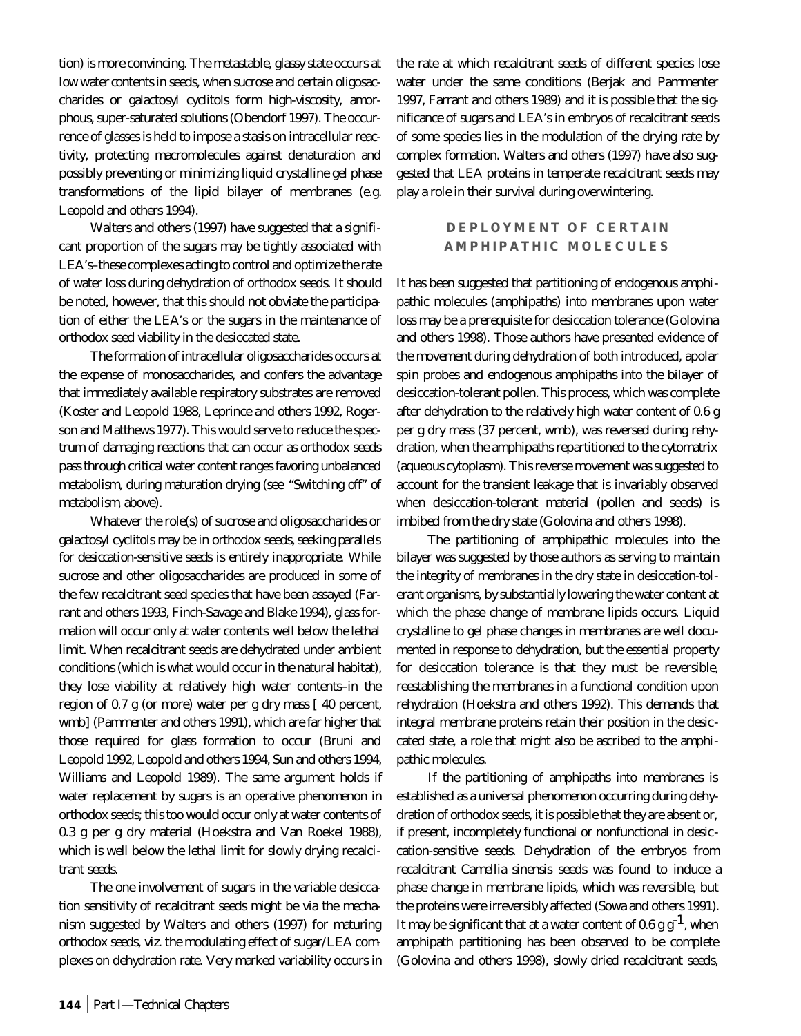tion) is more convincing. The metastable, glassy state occurs at low water contents in seeds, when sucrose and certain oligosaccharides or galactosyl cyclitols form high-viscosity, amorphous, super-saturated solutions (Obendorf 1997). The occurrence of glasses is held to impose a stasis on intracellular reactivity, protecting macromolecules against denaturation and possibly preventing or minimizing liquid crystalline gel phase transformations of the lipid bilayer of membranes (e.g. Leopold and others 1994).

Walters and others (1997) have suggested that a significant proportion of the sugars may be tightly associated with LEA's–these complexes acting to control and optimize the rate of water loss during dehydration of orthodox seeds. It should be noted, however, that this should not obviate the participation of either the LEA's or the sugars in the maintenance of orthodox seed viability in the desiccated state.

The formation of intracellular oligosaccharides occurs at the expense of monosaccharides, and confers the advantage that immediately available respiratory substrates are removed (Koster and Leopold 1988, Leprince and others 1992, Rogerson and Matthews 1977). This would serve to reduce the spectrum of damaging reactions that can occur as orthodox seeds pass through critical water content ranges favoring unbalanced metabolism, during maturation drying (see "Switching off" of metabolism, above).

Whatever the role(s) of sucrose and oligosaccharides or galactosyl cyclitols may be in orthodox seeds, seeking parallels for desiccation-sensitive seeds is entirely inappropriate. While sucrose and other oligosaccharides are produced in some of the few recalcitrant seed species that have been assayed (Farrant and others 1993, Finch-Savage and Blake 1994), glass formation will occur only at water contents well below the lethal limit. When recalcitrant seeds are dehydrated under ambient conditions (which is what would occur in the natural habitat), they lose viability at relatively high water contents–in the region of 0.7 g (or more) water per g dry mass [ 40 percent, wmb] (Pammenter and others 1991), which are far higher that those required for glass formation to occur (Bruni and Leopold 1992, Leopold and others 1994, Sun and others 1994, Williams and Leopold 1989). The same argument holds if water replacement by sugars is an operative phenomenon in orthodox seeds; this too would occur only at water contents of 0.3 g per g dry material (Hoekstra and Van Roekel 1988), which is well below the lethal limit for slowly drying recalcitrant seeds.

The one involvement of sugars in the variable desiccation sensitivity of recalcitrant seeds might be via the mechanism suggested by Walters and others (1997) for maturing orthodox seeds, viz. the modulating effect of sugar/LEA complexes on dehydration rate. Very marked variability occurs in the rate at which recalcitrant seeds of different species lose water under the same conditions (Berjak and Pammenter 1997, Farrant and others 1989) and it is possible that the significance of sugars and LEA's in embryos of recalcitrant seeds of some species lies in the modulation of the drying rate by complex formation. Walters and others (1997) have also suggested that LEA proteins in temperate recalcitrant seeds may play a role in their survival during overwintering.

## DEPLOYMENT OF CERTAIN AMPHIPATHIC MOLECULES

It has been suggested that partitioning of endogenous amphipathic molecules (amphipaths) into membranes upon water loss may be a prerequisite for desiccation tolerance (Golovina and others 1998). Those authors have presented evidence of the movement during dehydration of both introduced, apolar spin probes and endogenous amphipaths into the bilayer of desiccation-tolerant pollen. This process, which was complete after dehydration to the relatively high water content of 0.6 g per g dry mass (37 percent, wmb), was reversed during rehydration, when the amphipaths repartitioned to the cytomatrix (aqueous cytoplasm). This reverse movement was suggested to account for the transient leakage that is invariably observed when desiccation-tolerant material (pollen and seeds) is imbibed from the dry state (Golovina and others 1998).

The partitioning of amphipathic molecules into the bilayer was suggested by those authors as serving to maintain the integrity of membranes in the dry state in desiccation-tolerant organisms, by substantially lowering the water content at which the phase change of membrane lipids occurs. Liquid crystalline to gel phase changes in membranes are well documented in response to dehydration, but the essential property for desiccation tolerance is that they must be reversible, reestablishing the membranes in a functional condition upon rehydration (Hoekstra and others 1992). This demands that integral membrane proteins retain their position in the desiccated state, a role that might also be ascribed to the amphipathic molecules.

If the partitioning of amphipaths into membranes is established as a universal phenomenon occurring during dehydration of orthodox seeds, it is possible that they are absent or, if present, incompletely functional or nonfunctional in desiccation-sensitive seeds. Dehydration of the embryos from recalcitrant *Camellia sinensis* seeds was found to induce a phase change in membrane lipids, which was reversible, but the proteins were irreversibly affected (Sowa and others 1991). It may be significant that at a water content of 0.6 g $g^{-1}$, when amphipath partitioning has been observed to be complete (Golovina and others 1998), slowly dried recalcitrant seeds,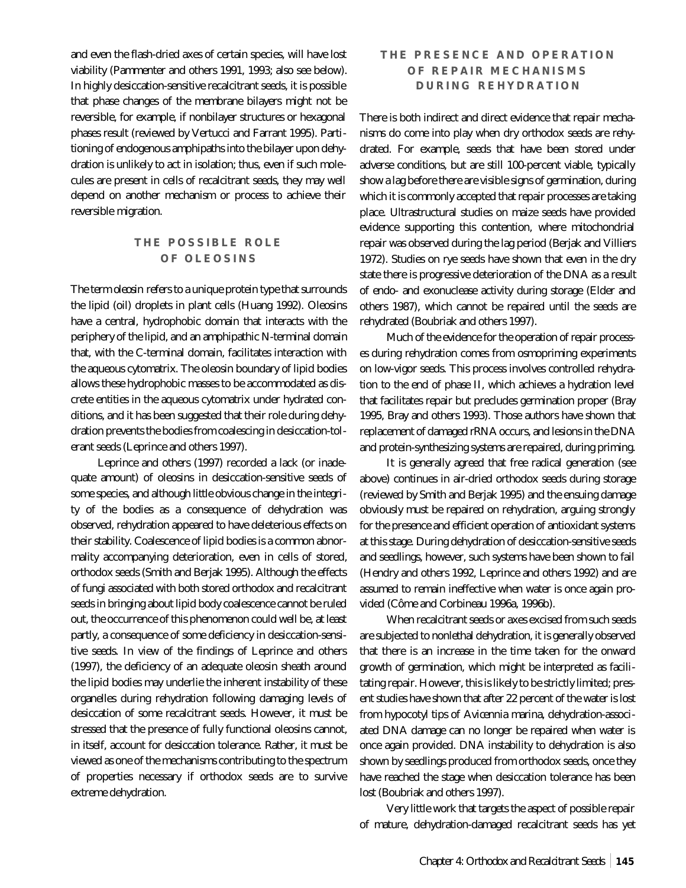and even the flash-dried axes of certain species, will have lost viability (Pammenter and others 1991, 1993; also see below). In highly desiccation-sensitive recalcitrant seeds, it is possible that phase changes of the membrane bilayers might not be reversible, for example, if nonbilayer structures or hexagonal phases result (reviewed by Vertucci and Farrant 1995). Partitioning of endogenous amphipaths into the bilayer upon dehydration is unlikely to act in isolation; thus, even if such molecules are present in cells of recalcitrant seeds, they may well depend on another mechanism or process to achieve their reversible migration.

## THE POSSIBLE ROLE OF OLEOSINS

The term oleosin refers to a unique protein type that surrounds the lipid (oil) droplets in plant cells (Huang 1992). Oleosins have a central, hydrophobic domain that interacts with the periphery of the lipid, and an amphipathic N-terminal domain that, with the C-terminal domain, facilitates interaction with the aqueous cytomatrix. The oleosin boundary of lipid bodies allows these hydrophobic masses to be accommodated as discrete entities in the aqueous cytomatrix under hydrated conditions, and it has been suggested that their role during dehydration prevents the bodies from coalescing in desiccation-tolerant seeds (Leprince and others 1997).

Leprince and others (1997) recorded a lack (or inadequate amount) of oleosins in desiccation-sensitive seeds of some species, and although little obvious change in the integrity of the bodies as a consequence of dehydration was observed, rehydration appeared to have deleterious effects on their stability. Coalescence of lipid bodies is a common abnormality accompanying deterioration, even in cells of stored, orthodox seeds (Smith and Berjak 1995). Although the effects of fungi associated with both stored orthodox and recalcitrant seeds in bringing about lipid body coalescence cannot be ruled out, the occurrence of this phenomenon could well be, at least partly, a consequence of some deficiency in desiccation-sensitive seeds. In view of the findings of Leprince and others (1997), the deficiency of an adequate oleosin sheath around the lipid bodies may underlie the inherent instability of these organelles during rehydration following damaging levels of desiccation of some recalcitrant seeds. However, it must be stressed that the presence of fully functional oleosins cannot, in itself, account for desiccation tolerance. Rather, it must be viewed as one of the mechanisms contributing to the spectrum of properties necessary if orthodox seeds are to survive extreme dehydration.

## THE PRESENCE AND OPERATION OF REPAIR MECHANISMS DURING REHYDRATION

There is both indirect and direct evidence that repair mechanisms do come into play when dry orthodox seeds are rehydrated. For example, seeds that have been stored under adverse conditions, but are still 100-percent viable, typically show a lag before there are visible signs of germination, during which it is commonly accepted that repair processes are taking place. Ultrastructural studies on maize seeds have provided evidence supporting this contention, where mitochondrial repair was observed during the lag period (Berjak and Villiers 1972). Studies on rye seeds have shown that even in the dry state there is progressive deterioration of the DNA as a result of endo- and exonuclease activity during storage (Elder and others 1987), which cannot be repaired until the seeds are rehydrated (Boubriak and others 1997).

Much of the evidence for the operation of repair processes during rehydration comes from osmopriming experiments on low-vigor seeds. This process involves controlled rehydration to the end of phase II, which achieves a hydration level that facilitates repair but precludes germination proper (Bray 1995, Bray and others 1993). Those authors have shown that replacement of damaged rRNA occurs, and lesions in the DNA and protein-synthesizing systems are repaired, during priming.

It is generally agreed that free radical generation (see above) continues in air-dried orthodox seeds during storage (reviewed by Smith and Berjak 1995) and the ensuing damage obviously must be repaired on rehydration, arguing strongly for the presence and efficient operation of antioxidant systems at this stage. During dehydration of desiccation-sensitive seeds and seedlings, however, such systems have been shown to fail (Hendry and others 1992, Leprince and others 1992) and are assumed to remain ineffective when water is once again provided (Côme and Corbineau 1996a, 1996b).

When recalcitrant seeds or axes excised from such seeds are subjected to nonlethal dehydration, it is generally observed that there is an increase in the time taken for the onward growth of germination, which might be interpreted as facilitating repair. However, this is likely to be strictly limited; present studies have shown that after 22 percent of the water is lost from hypocotyl tips of *Avicennia marina*, dehydration-associated DNA damage can no longer be repaired when water is once again provided. DNA instability to dehydration is also shown by seedlings produced from orthodox seeds, once they have reached the stage when desiccation tolerance has been lost (Boubriak and others 1997).

Very little work that targets the aspect of possible repair of mature, dehydration-damaged recalcitrant seeds has yet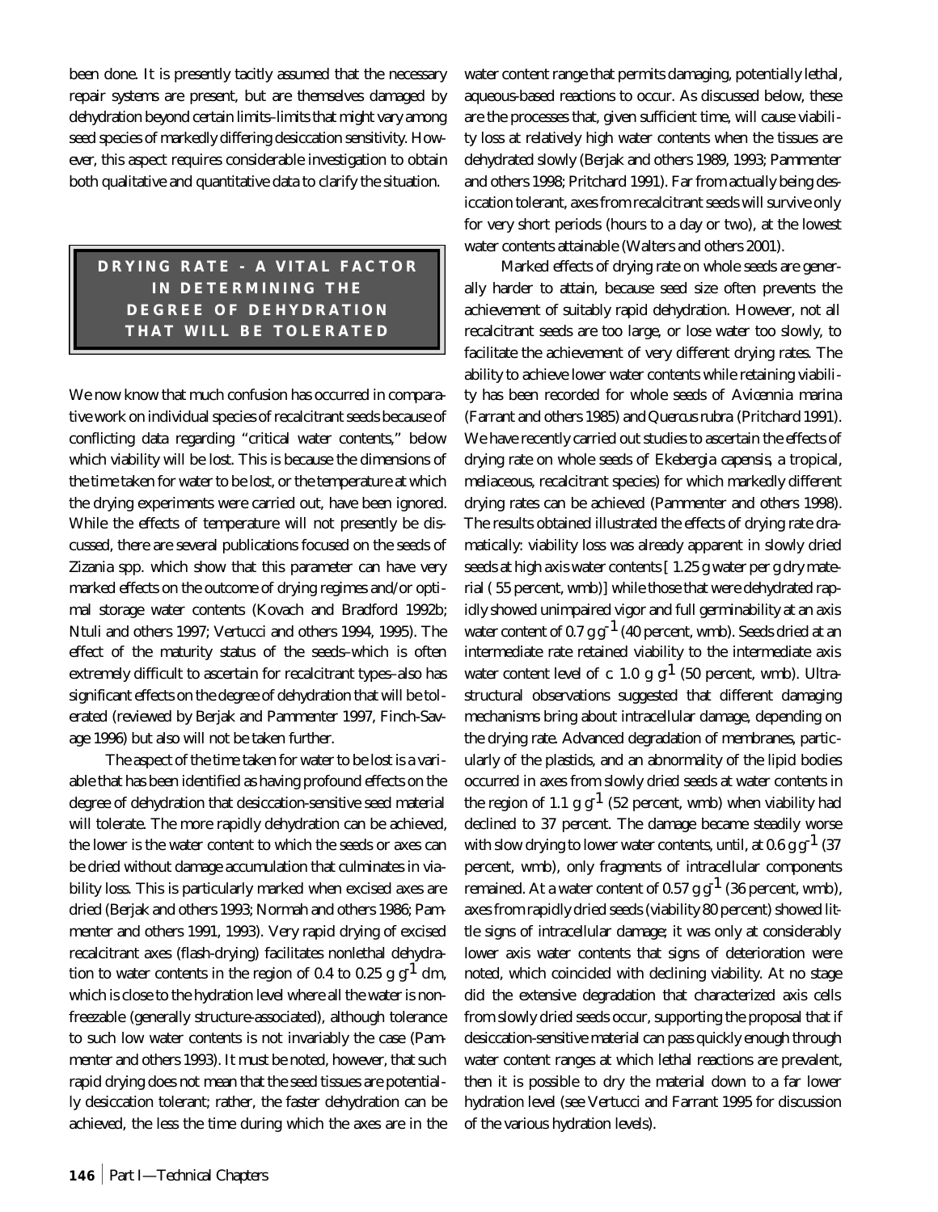been done. It is presently tacitly assumed that the necessary repair systems are present, but are themselves damaged by dehydration beyond certain limits–limits that might vary among seed species of markedly differing desiccation sensitivity. However, this aspect requires considerable investigation to obtain both qualitative and quantitative data to clarify the situation.

## DRYING RATE - A VITAL FACTOR IN DETERMINING THE DEGREE OF DEHYDRATION THAT WILL BE TOLERATED

We now know that much confusion has occurred in comparative work on individual species of recalcitrant seeds because of conflicting data regarding "critical water contents," below which viability will be lost. This is because the dimensions of the time taken for water to be lost, or the temperature at which the drying experiments were carried out, have been ignored. While the effects of temperature will not presently be discussed, there are several publications focused on the seeds of *Zizania* spp. which show that this parameter can have very marked effects on the outcome of drying regimes and/or optimal storage water contents (Kovach and Bradford 1992b; Ntuli and others 1997; Vertucci and others 1994, 1995). The effect of the maturity status of the seeds–which is often extremely difficult to ascertain for recalcitrant types–also has significant effects on the degree of dehydration that will be tolerated (reviewed by Berjak and Pammenter 1997, Finch-Savage 1996) but also will not be taken further.

The aspect of the time taken for water to be lost is a variable that has been identified as having profound effects on the degree of dehydration that desiccation-sensitive seed material will tolerate. The more rapidly dehydration can be achieved, the lower is the water content to which the seeds or axes can be dried without damage accumulation that culminates in viability loss. This is particularly marked when excised axes are dried (Berjak and others 1993; Normah and others 1986; Pammenter and others 1991, 1993). Very rapid drying of excised recalcitrant axes (flash-drying) facilitates nonlethal dehydration to water contents in the region of 0.4 to 0.25 g $g^{-1}$ dm, which is close to the hydration level where all the water is nonfreezable (generally structure-associated), although tolerance to such low water contents is not invariably the case (Pammenter and others 1993). It must be noted, however, that such rapid drying does not mean that the seed tissues are potentially desiccation tolerant; rather, the faster dehydration can be achieved, the less the time during which the axes are in the water content range that permits damaging, potentially lethal, aqueous-based reactions to occur. As discussed below, these are the processes that, given sufficient time, will cause viability loss at relatively high water contents when the tissues are dehydrated slowly (Berjak and others 1989, 1993; Pammenter and others 1998; Pritchard 1991). Far from actually being desiccation tolerant, axes from recalcitrant seeds will survive only for very short periods (hours to a day or two), at the lowest water contents attainable (Walters and others 2001).

Marked effects of drying rate on whole seeds are generally harder to attain, because seed size often prevents the achievement of suitably rapid dehydration. However, not all recalcitrant seeds are too large, or lose water too slowly, to facilitate the achievement of very different drying rates. The ability to achieve lower water contents while retaining viability has been recorded for whole seeds of *Avicennia marina* (Farrant and others 1985) and *Quercus rubra* (Pritchard 1991). We have recently carried out studies to ascertain the effects of drying rate on whole seeds of *Ekebergia capensis*, a tropical, meliaceous, recalcitrant species) for which markedly different drying rates can be achieved (Pammenter and others 1998). The results obtained illustrated the effects of drying rate dramatically: viability loss was already apparent in slowly dried seeds at high axis water contents [ 1.25 g water per g dry material ( 55 percent, wmb)] while those that were dehydrated rapidly showed unimpaired vigor and full germinability at an axis water content of 0.7 g $g^{-1}$ (40 percent, wmb). Seeds dried at an intermediate rate retained viability to the intermediate axis water content level of c 1.0 g $g^{-1}$ (50 percent, wmb). Ultrastructural observations suggested that different damaging mechanisms bring about intracellular damage, depending on the drying rate. Advanced degradation of membranes, particularly of the plastids, and an abnormality of the lipid bodies occurred in axes from slowly dried seeds at water contents in the region of 1.1 g $g^{-1}$ (52 percent, wmb) when viability had declined to 37 percent. The damage became steadily worse with slow drying to lower water contents, until, at 0.6 g $g^{-1}$ (37 percent, wmb), only fragments of intracellular components remained. At a water content of 0.57 g $g^{-1}$ (36 percent, wmb), axes from rapidly dried seeds (viability 80 percent) showed little signs of intracellular damage; it was only at considerably lower axis water contents that signs of deterioration were noted, which coincided with declining viability. At no stage did the extensive degradation that characterized axis cells from slowly dried seeds occur, supporting the proposal that if desiccation-sensitive material can pass quickly enough through water content ranges at which lethal reactions are prevalent, then it is possible to dry the material down to a far lower hydration level (see Vertucci and Farrant 1995 for discussion of the various hydration levels).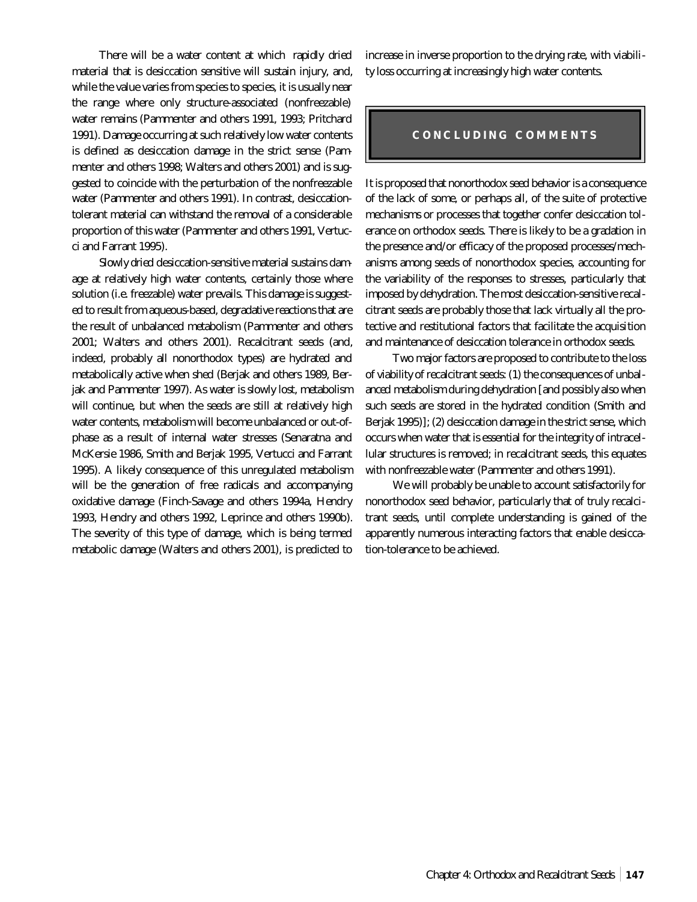There will be a water content at which rapidly dried material that is desiccation sensitive will sustain injury, and, while the value varies from species to species, it is usually near the range where only structure-associated (nonfreezable) water remains (Pammenter and others 1991, 1993; Pritchard 1991). Damage occurring at such relatively low water contents is defined as desiccation damage in the strict sense (Pammenter and others 1998; Walters and others 2001) and is suggested to coincide with the perturbation of the nonfreezable water (Pammenter and others 1991). In contrast, desiccation-tolerant material can withstand the removal of a considerable proportion of this water (Pammenter and others 1991, Vertucci and Farrant 1995).

Slowly dried desiccation-sensitive material sustains damage at relatively high water contents, certainly those where solution (i.e. freezable) water prevails. This damage is suggested to result from aqueous-based, degradative reactions that are the result of unbalanced metabolism (Pammenter and others 2001; Walters and others 2001). Recalcitrant seeds (and, indeed, probably all nonorthodox types) are hydrated and metabolically active when shed (Berjak and others 1989, Berjak and Pammenter 1997). As water is slowly lost, metabolism will continue, but when the seeds are still at relatively high water contents, metabolism will become unbalanced or out-of-phase as a result of internal water stresses (Senaratna and McKersie 1986, Smith and Berjak 1995, Vertucci and Farrant 1995). A likely consequence of this unregulated metabolism will be the generation of free radicals and accompanying oxidative damage (Finch-Savage and others 1994a, Hendry 1993, Hendry and others 1992, Leprince and others 1990b). The severity of this type of damage, which is being termed metabolic damage (Walters and others 2001), is predicted to increase in inverse proportion to the drying rate, with viability loss occurring at increasingly high water contents.

## CONCLUDING COMMENTS

It is proposed that nonorthodox seed behavior is a consequence of the lack of some, or perhaps all, of the suite of protective mechanisms or processes that together confer desiccation tolerance on orthodox seeds. There is likely to be a gradation in the presence and/or efficacy of the proposed processes/mechanisms among seeds of nonorthodox species, accounting for the variability of the responses to stresses, particularly that imposed by dehydration. The most desiccation-sensitive recalcitrant seeds are probably those that lack virtually all the protective and restitutional factors that facilitate the acquisition and maintenance of desiccation tolerance in orthodox seeds.

Two major factors are proposed to contribute to the loss of viability of recalcitrant seeds: (1) the consequences of unbalanced metabolism during dehydration [and possibly also when such seeds are stored in the hydrated condition (Smith and Berjak 1995)]; (2) desiccation damage in the strict sense, which occurs when water that is essential for the integrity of intracellular structures is removed; in recalcitrant seeds, this equates with nonfreezable water (Pammenter and others 1991).

We will probably be unable to account satisfactorily for nonorthodox seed behavior, particularly that of truly recalcitrant seeds, until complete understanding is gained of the apparently numerous interacting factors that enable desiccation-tolerance to be achieved.